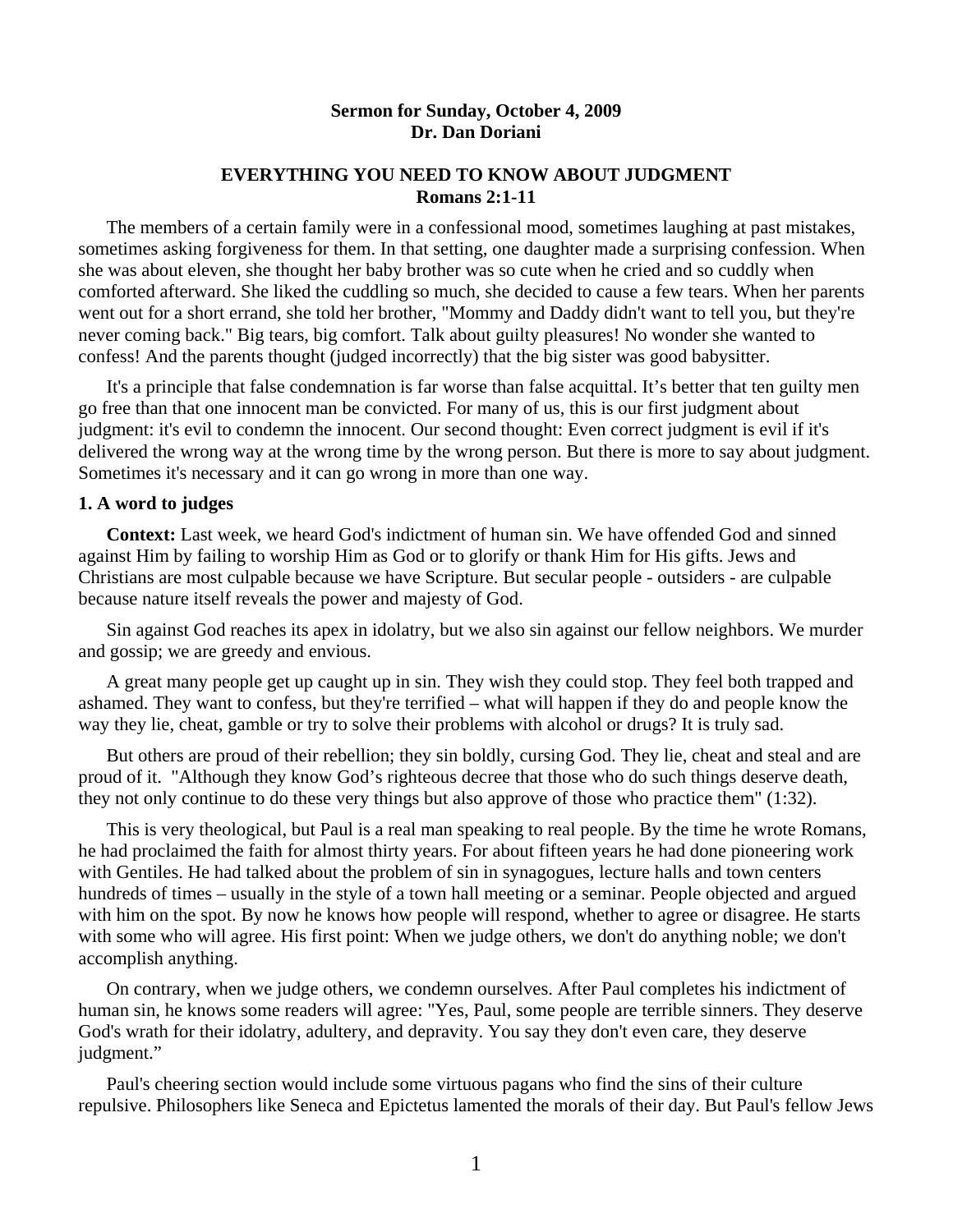**Sermon for Sunday, October 4, 2009**
**Dr. Dan Doriani**

# EVERYTHING YOU NEED TO KNOW ABOUT JUDGMENT
## Romans 2:1-11

The members of a certain family were in a confessional mood, sometimes laughing at past mistakes, sometimes asking forgiveness for them. In that setting, one daughter made a surprising confession. When she was about eleven, she thought her baby brother was so cute when he cried and so cuddly when comforted afterward. She liked the cuddling so much, she decided to cause a few tears. When her parents went out for a short errand, she told her brother, "Mommy and Daddy didn't want to tell you, but they're never coming back." Big tears, big comfort. Talk about guilty pleasures! No wonder she wanted to confess! And the parents thought (judged incorrectly) that the big sister was good babysitter.

It's a principle that false condemnation is far worse than false acquittal. It's better that ten guilty men go free than that one innocent man be convicted. For many of us, this is our first judgment about judgment: it's evil to condemn the innocent. Our second thought: Even correct judgment is evil if it's delivered the wrong way at the wrong time by the wrong person. But there is more to say about judgment. Sometimes it's necessary and it can go wrong in more than one way.

### 1. A word to judges

**Context:** Last week, we heard God's indictment of human sin. We have offended God and sinned against Him by failing to worship Him as God or to glorify or thank Him for His gifts. Jews and Christians are most culpable because we have Scripture. But secular people - outsiders - are culpable because nature itself reveals the power and majesty of God.

Sin against God reaches its apex in idolatry, but we also sin against our fellow neighbors. We murder and gossip; we are greedy and envious.

A great many people get up caught up in sin. They wish they could stop. They feel both trapped and ashamed. They want to confess, but they're terrified – what will happen if they do and people know the way they lie, cheat, gamble or try to solve their problems with alcohol or drugs? It is truly sad.

But others are proud of their rebellion; they sin boldly, cursing God. They lie, cheat and steal and are proud of it. "Although they know God's righteous decree that those who do such things deserve death, they not only continue to do these very things but also approve of those who practice them" (1:32).

This is very theological, but Paul is a real man speaking to real people. By the time he wrote Romans, he had proclaimed the faith for almost thirty years. For about fifteen years he had done pioneering work with Gentiles. He had talked about the problem of sin in synagogues, lecture halls and town centers hundreds of times – usually in the style of a town hall meeting or a seminar. People objected and argued with him on the spot. By now he knows how people will respond, whether to agree or disagree. He starts with some who will agree. His first point: When we judge others, we don't do anything noble; we don't accomplish anything.

On contrary, when we judge others, we condemn ourselves. After Paul completes his indictment of human sin, he knows some readers will agree: "Yes, Paul, some people are terrible sinners. They deserve God's wrath for their idolatry, adultery, and depravity. You say they don't even care, they deserve judgment."

Paul's cheering section would include some virtuous pagans who find the sins of their culture repulsive. Philosophers like Seneca and Epictetus lamented the morals of their day. But Paul's fellow Jews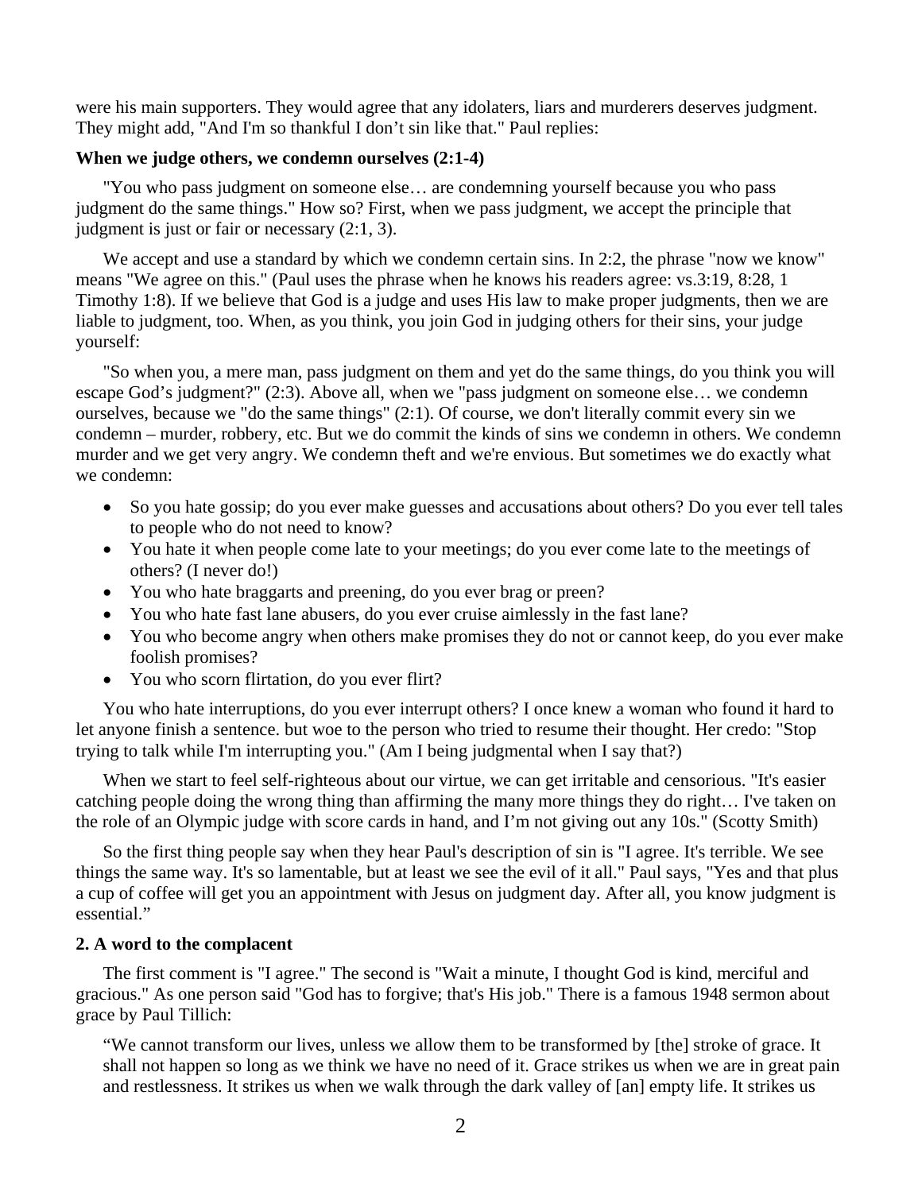were his main supporters. They would agree that any idolaters, liars and murderers deserves judgment. They might add, "And I'm so thankful I don't sin like that." Paul replies:

**When we judge others, we condemn ourselves (2:1-4)**

"You who pass judgment on someone else… are condemning yourself because you who pass judgment do the same things." How so? First, when we pass judgment, we accept the principle that judgment is just or fair or necessary (2:1, 3).

We accept and use a standard by which we condemn certain sins. In 2:2, the phrase "now we know" means "We agree on this." (Paul uses the phrase when he knows his readers agree: vs.3:19, 8:28, 1 Timothy 1:8). If we believe that God is a judge and uses His law to make proper judgments, then we are liable to judgment, too. When, as you think, you join God in judging others for their sins, your judge yourself:

"So when you, a mere man, pass judgment on them and yet do the same things, do you think you will escape God's judgment?" (2:3). Above all, when we "pass judgment on someone else… we condemn ourselves, because we "do the same things" (2:1). Of course, we don't literally commit every sin we condemn – murder, robbery, etc. But we do commit the kinds of sins we condemn in others. We condemn murder and we get very angry. We condemn theft and we're envious. But sometimes we do exactly what we condemn:

- So you hate gossip; do you ever make guesses and accusations about others? Do you ever tell tales to people who do not need to know?
- You hate it when people come late to your meetings; do you ever come late to the meetings of others? (I never do!)
- You who hate braggarts and preening, do you ever brag or preen?
- You who hate fast lane abusers, do you ever cruise aimlessly in the fast lane?
- You who become angry when others make promises they do not or cannot keep, do you ever make foolish promises?
- You who scorn flirtation, do you ever flirt?

You who hate interruptions, do you ever interrupt others? I once knew a woman who found it hard to let anyone finish a sentence. but woe to the person who tried to resume their thought. Her credo: "Stop trying to talk while I'm interrupting you." (Am I being judgmental when I say that?)

When we start to feel self-righteous about our virtue, we can get irritable and censorious. "It's easier catching people doing the wrong thing than affirming the many more things they do right… I've taken on the role of an Olympic judge with score cards in hand, and I'm not giving out any 10s." (Scotty Smith)

So the first thing people say when they hear Paul's description of sin is "I agree. It's terrible. We see things the same way. It's so lamentable, but at least we see the evil of it all." Paul says, "Yes and that plus a cup of coffee will get you an appointment with Jesus on judgment day. After all, you know judgment is essential."

**2. A word to the complacent**

The first comment is "I agree." The second is "Wait a minute, I thought God is kind, merciful and gracious." As one person said "God has to forgive; that's His job." There is a famous 1948 sermon about grace by Paul Tillich:

> "We cannot transform our lives, unless we allow them to be transformed by [the] stroke of grace. It shall not happen so long as we think we have no need of it. Grace strikes us when we are in great pain and restlessness. It strikes us when we walk through the dark valley of [an] empty life. It strikes us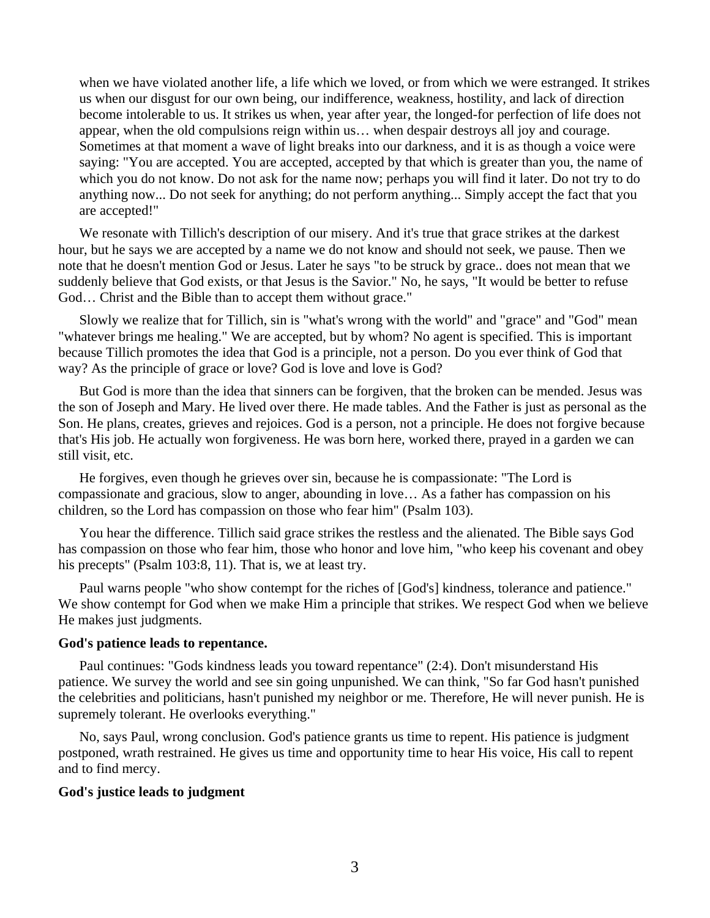> when we have violated another life, a life which we loved, or from which we were estranged. It strikes us when our disgust for our own being, our indifference, weakness, hostility, and lack of direction become intolerable to us. It strikes us when, year after year, the longed-for perfection of life does not appear, when the old compulsions reign within us… when despair destroys all joy and courage. Sometimes at that moment a wave of light breaks into our darkness, and it is as though a voice were saying: "You are accepted. You are accepted, accepted by that which is greater than you, the name of which you do not know. Do not ask for the name now; perhaps you will find it later. Do not try to do anything now... Do not seek for anything; do not perform anything... Simply accept the fact that you are accepted!"

We resonate with Tillich's description of our misery. And it's true that grace strikes at the darkest hour, but he says we are accepted by a name we do not know and should not seek, we pause. Then we note that he doesn't mention God or Jesus. Later he says "to be struck by grace.. does not mean that we suddenly believe that God exists, or that Jesus is the Savior." No, he says, "It would be better to refuse God… Christ and the Bible than to accept them without grace."

Slowly we realize that for Tillich, sin is "what's wrong with the world" and "grace" and "God" mean "whatever brings me healing." We are accepted, but by whom? No agent is specified. This is important because Tillich promotes the idea that God is a principle, not a person. Do you ever think of God that way? As the principle of grace or love? God is love and love is God?

But God is more than the idea that sinners can be forgiven, that the broken can be mended. Jesus was the son of Joseph and Mary. He lived over there. He made tables. And the Father is just as personal as the Son. He plans, creates, grieves and rejoices. God is a person, not a principle. He does not forgive because that's His job. He actually won forgiveness. He was born here, worked there, prayed in a garden we can still visit, etc.

He forgives, even though he grieves over sin, because he is compassionate: "The Lord is compassionate and gracious, slow to anger, abounding in love… As a father has compassion on his children, so the Lord has compassion on those who fear him" (Psalm 103).

You hear the difference. Tillich said grace strikes the restless and the alienated. The Bible says God has compassion on those who fear him, those who honor and love him, "who keep his covenant and obey his precepts" (Psalm 103:8, 11). That is, we at least try.

Paul warns people "who show contempt for the riches of [God's] kindness, tolerance and patience." We show contempt for God when we make Him a principle that strikes. We respect God when we believe He makes just judgments.

**God's patience leads to repentance.**

Paul continues: "Gods kindness leads you toward repentance" (2:4). Don't misunderstand His patience. We survey the world and see sin going unpunished. We can think, "So far God hasn't punished the celebrities and politicians, hasn't punished my neighbor or me. Therefore, He will never punish. He is supremely tolerant. He overlooks everything."

No, says Paul, wrong conclusion. God's patience grants us time to repent. His patience is judgment postponed, wrath restrained. He gives us time and opportunity time to hear His voice, His call to repent and to find mercy.

**God's justice leads to judgment**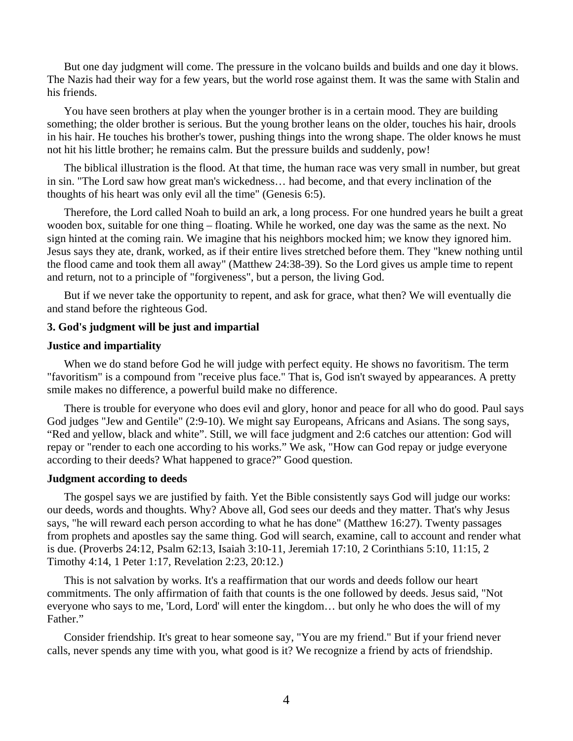But one day judgment will come. The pressure in the volcano builds and builds and one day it blows. The Nazis had their way for a few years, but the world rose against them. It was the same with Stalin and his friends.

You have seen brothers at play when the younger brother is in a certain mood. They are building something; the older brother is serious. But the young brother leans on the older, touches his hair, drools in his hair. He touches his brother's tower, pushing things into the wrong shape. The older knows he must not hit his little brother; he remains calm. But the pressure builds and suddenly, pow!

The biblical illustration is the flood. At that time, the human race was very small in number, but great in sin. "The Lord saw how great man's wickedness… had become, and that every inclination of the thoughts of his heart was only evil all the time" (Genesis 6:5).

Therefore, the Lord called Noah to build an ark, a long process. For one hundred years he built a great wooden box, suitable for one thing – floating. While he worked, one day was the same as the next. No sign hinted at the coming rain. We imagine that his neighbors mocked him; we know they ignored him. Jesus says they ate, drank, worked, as if their entire lives stretched before them. They "knew nothing until the flood came and took them all away" (Matthew 24:38-39). So the Lord gives us ample time to repent and return, not to a principle of "forgiveness", but a person, the living God.

But if we never take the opportunity to repent, and ask for grace, what then? We will eventually die and stand before the righteous God.

### 3. God's judgment will be just and impartial

#### Justice and impartiality

When we do stand before God he will judge with perfect equity. He shows no favoritism. The term "favoritism" is a compound from "receive plus face." That is, God isn't swayed by appearances. A pretty smile makes no difference, a powerful build make no difference.

There is trouble for everyone who does evil and glory, honor and peace for all who do good. Paul says God judges "Jew and Gentile" (2:9-10). We might say Europeans, Africans and Asians. The song says, “Red and yellow, black and white”. Still, we will face judgment and 2:6 catches our attention: God will repay or "render to each one according to his works.” We ask, "How can God repay or judge everyone according to their deeds? What happened to grace?” Good question.

#### Judgment according to deeds

The gospel says we are justified by faith. Yet the Bible consistently says God will judge our works: our deeds, words and thoughts. Why? Above all, God sees our deeds and they matter. That's why Jesus says, "he will reward each person according to what he has done" (Matthew 16:27). Twenty passages from prophets and apostles say the same thing. God will search, examine, call to account and render what is due. (Proverbs 24:12, Psalm 62:13, Isaiah 3:10-11, Jeremiah 17:10, 2 Corinthians 5:10, 11:15, 2 Timothy 4:14, 1 Peter 1:17, Revelation 2:23, 20:12.)

This is not salvation by works. It's a reaffirmation that our words and deeds follow our heart commitments. The only affirmation of faith that counts is the one followed by deeds. Jesus said, "Not everyone who says to me, 'Lord, Lord' will enter the kingdom… but only he who does the will of my Father.”

Consider friendship. It's great to hear someone say, "You are my friend." But if your friend never calls, never spends any time with you, what good is it? We recognize a friend by acts of friendship.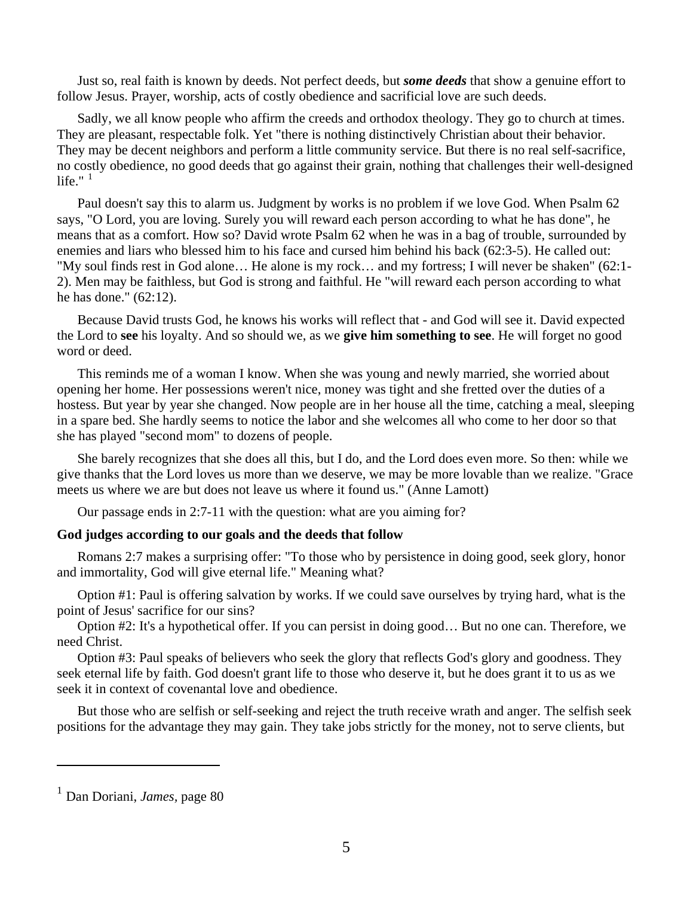Just so, real faith is known by deeds. Not perfect deeds, but ***some deeds*** that show a genuine effort to follow Jesus. Prayer, worship, acts of costly obedience and sacrificial love are such deeds.

Sadly, we all know people who affirm the creeds and orthodox theology. They go to church at times. They are pleasant, respectable folk. Yet "there is nothing distinctively Christian about their behavior. They may be decent neighbors and perform a little community service. But there is no real self-sacrifice, no costly obedience, no good deeds that go against their grain, nothing that challenges their well-designed life." [1]

Paul doesn't say this to alarm us. Judgment by works is no problem if we love God. When Psalm 62 says, "O Lord, you are loving. Surely you will reward each person according to what he has done", he means that as a comfort. How so? David wrote Psalm 62 when he was in a bag of trouble, surrounded by enemies and liars who blessed him to his face and cursed him behind his back (62:3-5). He called out: "My soul finds rest in God alone… He alone is my rock… and my fortress; I will never be shaken" (62:1-2). Men may be faithless, but God is strong and faithful. He "will reward each person according to what he has done." (62:12).

Because David trusts God, he knows his works will reflect that - and God will see it. David expected the Lord to **see** his loyalty. And so should we, as we **give him something to see**. He will forget no good word or deed.

This reminds me of a woman I know. When she was young and newly married, she worried about opening her home. Her possessions weren't nice, money was tight and she fretted over the duties of a hostess. But year by year she changed. Now people are in her house all the time, catching a meal, sleeping in a spare bed. She hardly seems to notice the labor and she welcomes all who come to her door so that she has played "second mom" to dozens of people.

She barely recognizes that she does all this, but I do, and the Lord does even more. So then: while we give thanks that the Lord loves us more than we deserve, we may be more lovable than we realize. "Grace meets us where we are but does not leave us where it found us." (Anne Lamott)

Our passage ends in 2:7-11 with the question: what are you aiming for?

**God judges according to our goals and the deeds that follow**

Romans 2:7 makes a surprising offer: "To those who by persistence in doing good, seek glory, honor and immortality, God will give eternal life." Meaning what?

Option #1: Paul is offering salvation by works. If we could save ourselves by trying hard, what is the point of Jesus' sacrifice for our sins?

Option #2: It's a hypothetical offer. If you can persist in doing good… But no one can. Therefore, we need Christ.

Option #3: Paul speaks of believers who seek the glory that reflects God's glory and goodness. They seek eternal life by faith. God doesn't grant life to those who deserve it, but he does grant it to us as we seek it in context of covenantal love and obedience.

But those who are selfish or self-seeking and reject the truth receive wrath and anger. The selfish seek positions for the advantage they may gain. They take jobs strictly for the money, not to serve clients, but

---

[1] Dan Doriani, *James*, page 80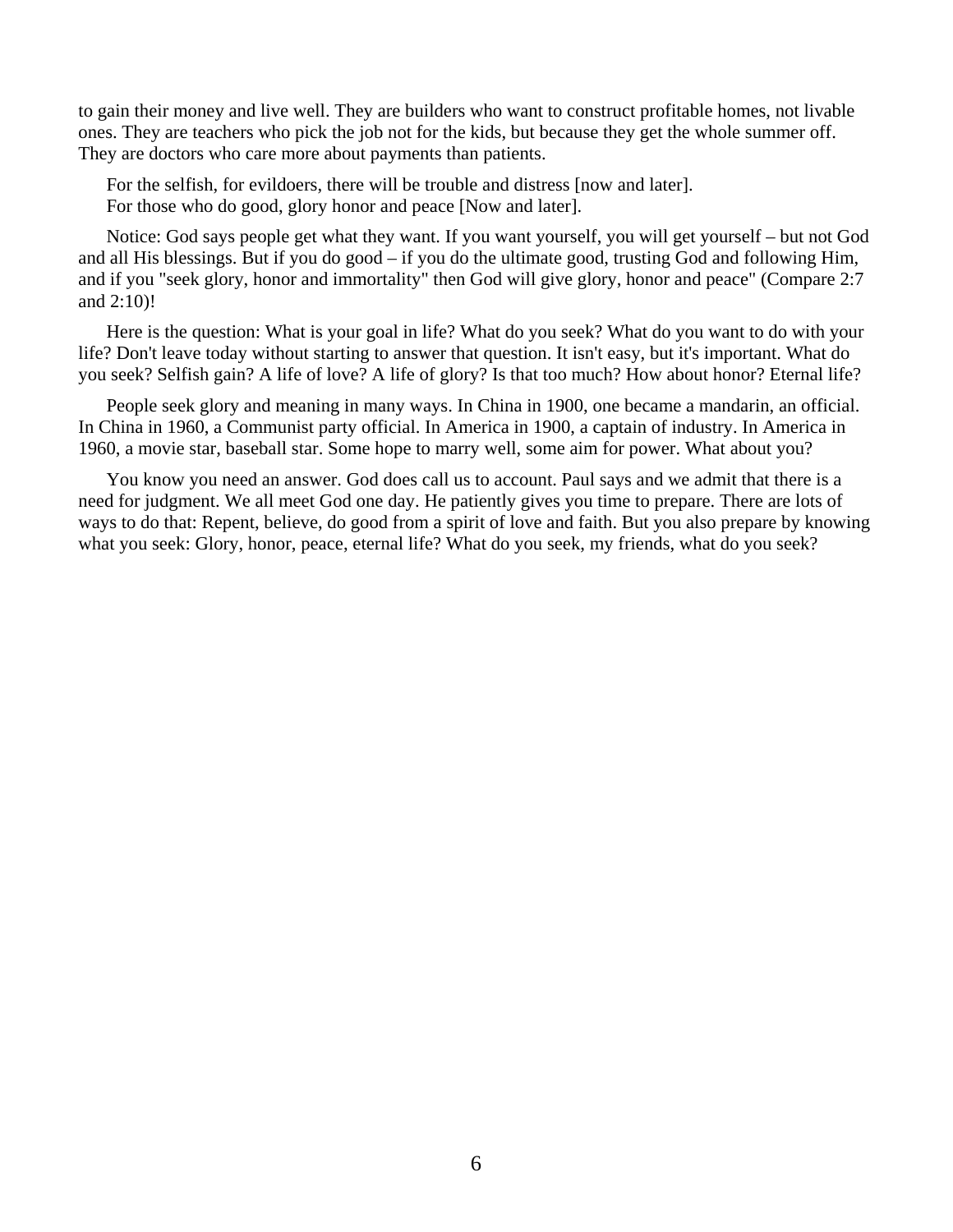to gain their money and live well. They are builders who want to construct profitable homes, not livable ones. They are teachers who pick the job not for the kids, but because they get the whole summer off. They are doctors who care more about payments than patients.

For the selfish, for evildoers, there will be trouble and distress [now and later].
For those who do good, glory honor and peace [Now and later].

Notice: God says people get what they want. If you want yourself, you will get yourself – but not God and all His blessings. But if you do good – if you do the ultimate good, trusting God and following Him, and if you "seek glory, honor and immortality" then God will give glory, honor and peace" (Compare 2:7 and 2:10)!

Here is the question: What is your goal in life? What do you seek? What do you want to do with your life? Don't leave today without starting to answer that question. It isn't easy, but it's important. What do you seek? Selfish gain? A life of love? A life of glory? Is that too much? How about honor? Eternal life?

People seek glory and meaning in many ways. In China in 1900, one became a mandarin, an official. In China in 1960, a Communist party official. In America in 1900, a captain of industry. In America in 1960, a movie star, baseball star. Some hope to marry well, some aim for power. What about you?

You know you need an answer. God does call us to account. Paul says and we admit that there is a need for judgment. We all meet God one day. He patiently gives you time to prepare. There are lots of ways to do that: Repent, believe, do good from a spirit of love and faith. But you also prepare by knowing what you seek: Glory, honor, peace, eternal life? What do you seek, my friends, what do you seek?